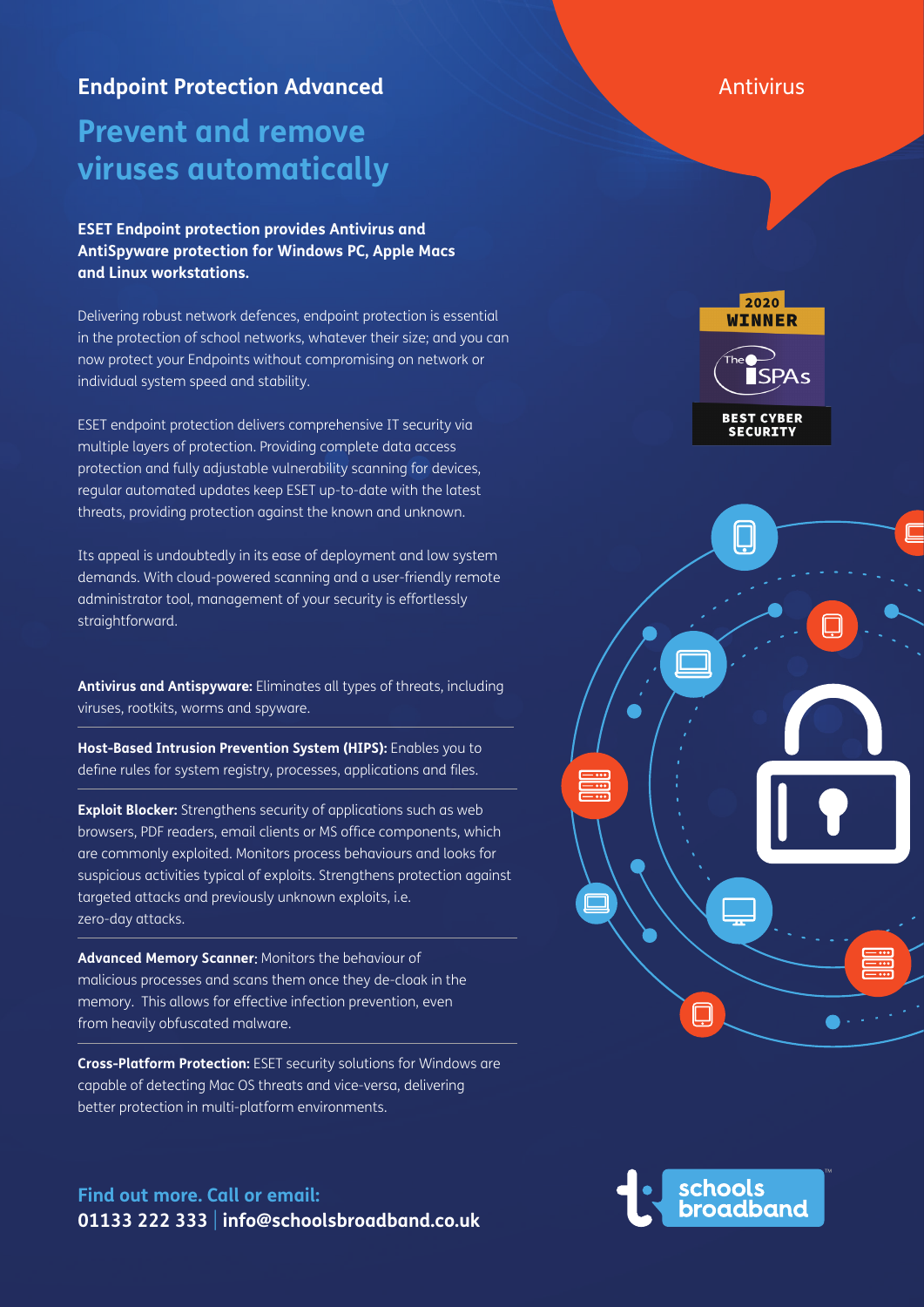## Endpoint Protection Advanced

Antivirus

# Prevent and remove viruses automatically

**ESET Endpoint protection provides Antivirus and AntiSpyware protection for Windows PC, Apple Macs and Linux workstations.**

Delivering robust network defences, endpoint protection is essential in the protection of school networks, whatever their size; and you can now protect your Endpoints without compromising on network or individual system speed and stability.

ESET endpoint protection delivers comprehensive IT security via multiple layers of protection. Providing complete data access protection and fully adjustable vulnerability scanning for devices, regular automated updates keep ESET up-to-date with the latest threats, providing protection against the known and unknown.

Its appeal is undoubtedly in its ease of deployment and low system demands. With cloud-powered scanning and a user-friendly remote administrator tool, management of your security is effortlessly straightforward.

**Antivirus and Antispyware:** Eliminates all types of threats, including viruses, rootkits, worms and spyware.

**Host-Based Intrusion Prevention System (HIPS):** Enables you to define rules for system registry, processes, applications and files.

**Exploit Blocker:** Strengthens security of applications such as web browsers, PDF readers, email clients or MS office components, which are commonly exploited. Monitors process behaviours and looks for suspicious activities typical of exploits. Strengthens protection against targeted attacks and previously unknown exploits, i.e. zero-day attacks.

**Advanced Memory Scanner:** Monitors the behaviour of malicious processes and scans them once they de-cloak in the memory. This allows for effective infection prevention, even from heavily obfuscated malware.

**Cross-Platform Protection:** ESET security solutions for Windows are capable of detecting Mac OS threats and vice-versa, delivering better protection in multi-platform environments.

2020 WINNER
The ISPAs
BEST CYBER SECURITY

**Find out more. Call or email:**
**01133 222 333 | info@schoolsbroadband.co.uk**

schools broadband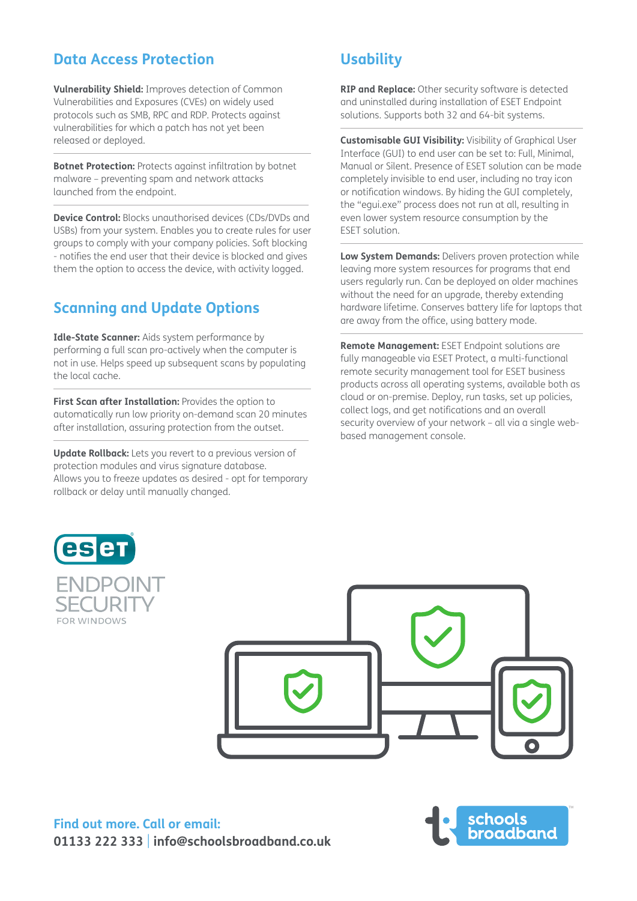## Data Access Protection

**Vulnerability Shield:** Improves detection of Common Vulnerabilities and Exposures (CVEs) on widely used protocols such as SMB, RPC and RDP. Protects against vulnerabilities for which a patch has not yet been released or deployed.

**Botnet Protection:** Protects against infiltration by botnet malware – preventing spam and network attacks launched from the endpoint.

**Device Control:** Blocks unauthorised devices (CDs/DVDs and USBs) from your system. Enables you to create rules for user groups to comply with your company policies. Soft blocking - notifies the end user that their device is blocked and gives them the option to access the device, with activity logged.

## Scanning and Update Options

**Idle-State Scanner:** Aids system performance by performing a full scan pro-actively when the computer is not in use. Helps speed up subsequent scans by populating the local cache.

**First Scan after Installation:** Provides the option to automatically run low priority on-demand scan 20 minutes after installation, assuring protection from the outset.

**Update Rollback:** Lets you revert to a previous version of protection modules and virus signature database. Allows you to freeze updates as desired - opt for temporary rollback or delay until manually changed.

## Usability

**RIP and Replace:** Other security software is detected and uninstalled during installation of ESET Endpoint solutions. Supports both 32 and 64-bit systems.

**Customisable GUI Visibility:** Visibility of Graphical User Interface (GUI) to end user can be set to: Full, Minimal, Manual or Silent. Presence of ESET solution can be made completely invisible to end user, including no tray icon or notification windows. By hiding the GUI completely, the "egui.exe" process does not run at all, resulting in even lower system resource consumption by the ESET solution.

**Low System Demands:** Delivers proven protection while leaving more system resources for programs that end users regularly run. Can be deployed on older machines without the need for an upgrade, thereby extending hardware lifetime. Conserves battery life for laptops that are away from the office, using battery mode.

**Remote Management:** ESET Endpoint solutions are fully manageable via ESET Protect, a multi-functional remote security management tool for ESET business products across all operating systems, available both as cloud or on-premise. Deploy, run tasks, set up policies, collect logs, and get notifications and an overall security overview of your network – all via a single web-based management console.

ESET ENDPOINT SECURITY FOR WINDOWS

**Find out more. Call or email:**
**01133 222 333 | info@schoolsbroadband.co.uk**

schools broadband